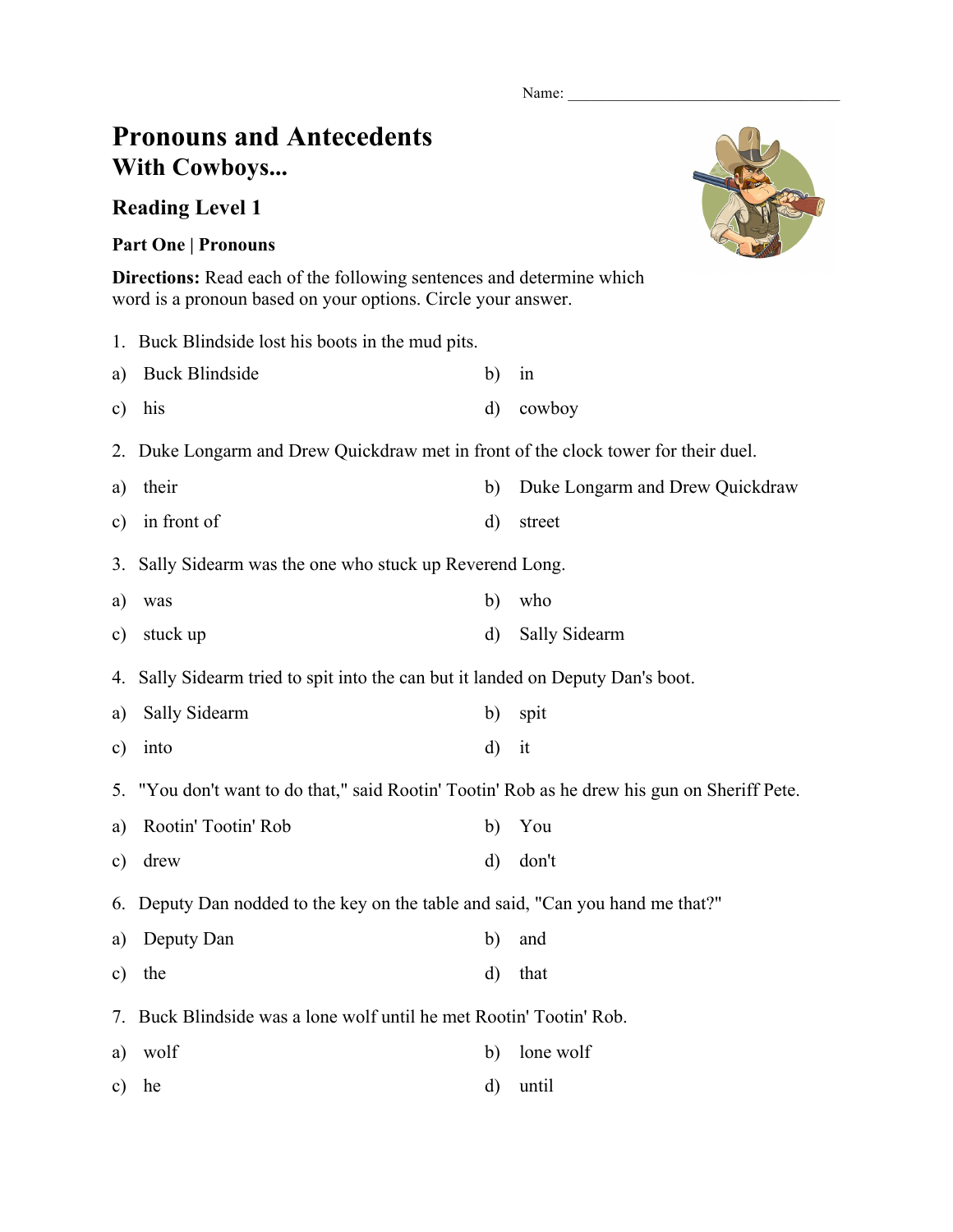Name: ___________________________________

# Pronouns and Antecedents
## With Cowboys...

### Reading Level 1

**Part One | Pronouns**

**Directions:** Read each of the following sentences and determine which word is a pronoun based on your options. Circle your answer.

1. Buck Blindside lost his boots in the mud pits.

a) Buck Blindside  b) in
c) his  d) cowboy

2. Duke Longarm and Drew Quickdraw met in front of the clock tower for their duel.

a) their  b) Duke Longarm and Drew Quickdraw
c) in front of  d) street

3. Sally Sidearm was the one who stuck up Reverend Long.

a) was  b) who
c) stuck up  d) Sally Sidearm

4. Sally Sidearm tried to spit into the can but it landed on Deputy Dan's boot.

a) Sally Sidearm  b) spit
c) into  d) it

5. "You don't want to do that," said Rootin' Tootin' Rob as he drew his gun on Sheriff Pete.

a) Rootin' Tootin' Rob  b) You
c) drew  d) don't

6. Deputy Dan nodded to the key on the table and said, "Can you hand me that?"

a) Deputy Dan  b) and
c) the  d) that

7. Buck Blindside was a lone wolf until he met Rootin' Tootin' Rob.

a) wolf  b) lone wolf
c) he  d) until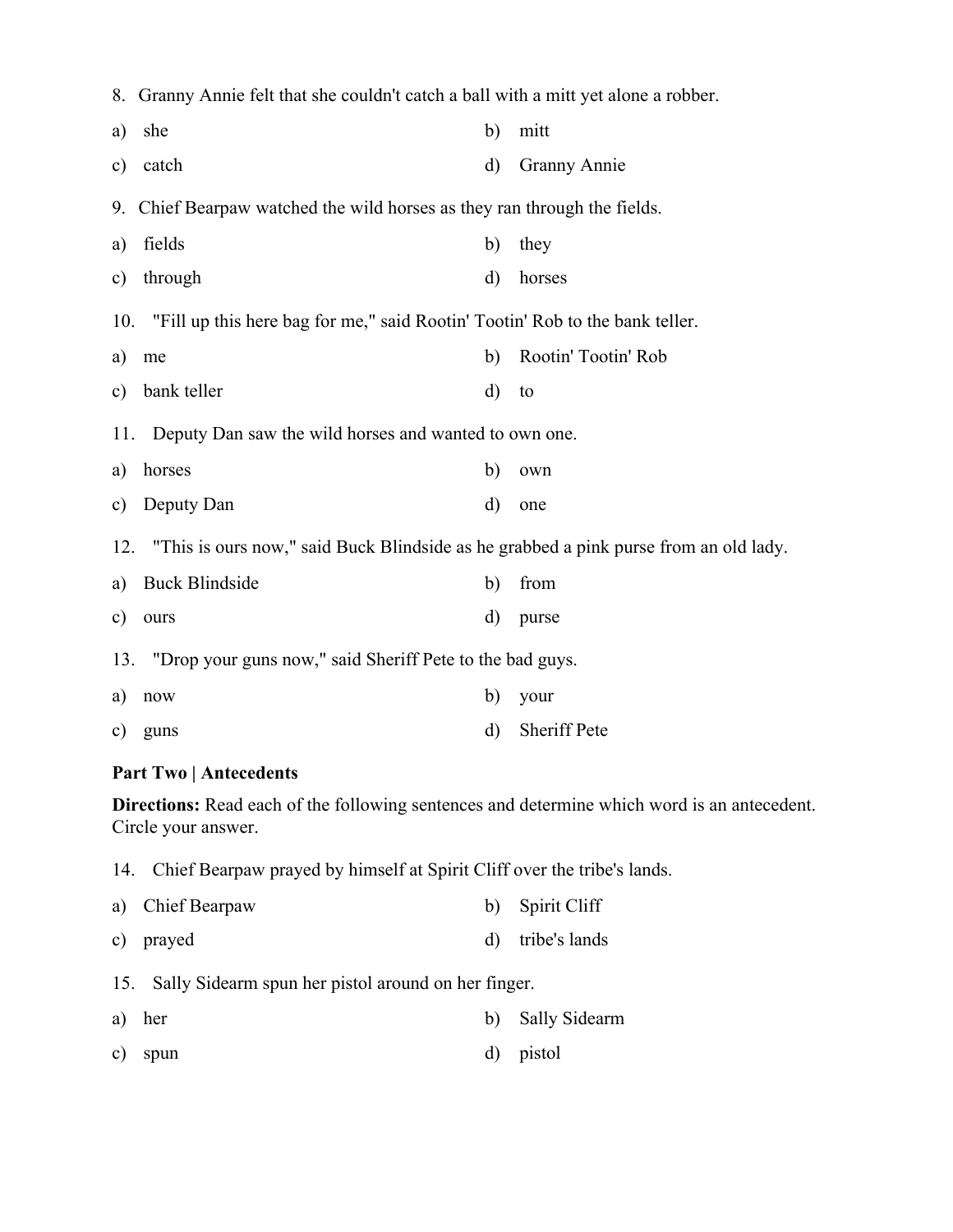8. Granny Annie felt that she couldn't catch a ball with a mitt yet alone a robber.

a) she
b) mitt
c) catch
d) Granny Annie

9. Chief Bearpaw watched the wild horses as they ran through the fields.

a) fields
b) they
c) through
d) horses

10. "Fill up this here bag for me," said Rootin' Tootin' Rob to the bank teller.

a) me
b) Rootin' Tootin' Rob
c) bank teller
d) to

11. Deputy Dan saw the wild horses and wanted to own one.

a) horses
b) own
c) Deputy Dan
d) one

12. "This is ours now," said Buck Blindside as he grabbed a pink purse from an old lady.

a) Buck Blindside
b) from
c) ours
d) purse

13. "Drop your guns now," said Sheriff Pete to the bad guys.

a) now
b) your
c) guns
d) Sheriff Pete

**Part Two | Antecedents**

**Directions:** Read each of the following sentences and determine which word is an antecedent. Circle your answer.

14. Chief Bearpaw prayed by himself at Spirit Cliff over the tribe's lands.

a) Chief Bearpaw
b) Spirit Cliff
c) prayed
d) tribe's lands

15. Sally Sidearm spun her pistol around on her finger.

a) her
b) Sally Sidearm
c) spun
d) pistol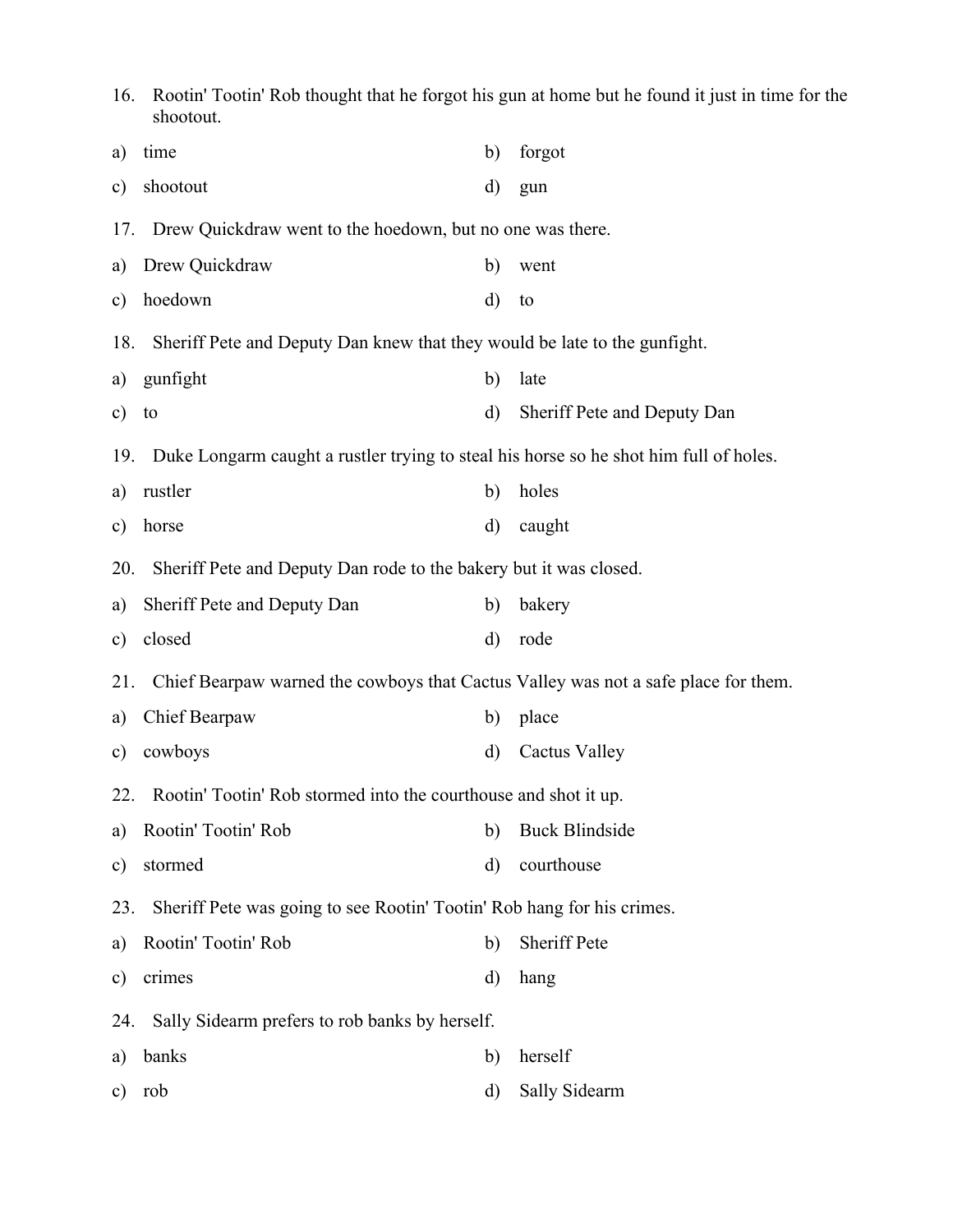16. Rootin' Tootin' Rob thought that he forgot his gun at home but he found it just in time for the shootout.

a) time
b) forgot
c) shootout
d) gun

17. Drew Quickdraw went to the hoedown, but no one was there.

a) Drew Quickdraw
b) went
c) hoedown
d) to

18. Sheriff Pete and Deputy Dan knew that they would be late to the gunfight.

a) gunfight
b) late
c) to
d) Sheriff Pete and Deputy Dan

19. Duke Longarm caught a rustler trying to steal his horse so he shot him full of holes.

a) rustler
b) holes
c) horse
d) caught

20. Sheriff Pete and Deputy Dan rode to the bakery but it was closed.

a) Sheriff Pete and Deputy Dan
b) bakery
c) closed
d) rode

21. Chief Bearpaw warned the cowboys that Cactus Valley was not a safe place for them.

a) Chief Bearpaw
b) place
c) cowboys
d) Cactus Valley

22. Rootin' Tootin' Rob stormed into the courthouse and shot it up.

a) Rootin' Tootin' Rob
b) Buck Blindside
c) stormed
d) courthouse

23. Sheriff Pete was going to see Rootin' Tootin' Rob hang for his crimes.

a) Rootin' Tootin' Rob
b) Sheriff Pete
c) crimes
d) hang

24. Sally Sidearm prefers to rob banks by herself.

a) banks
b) herself
c) rob
d) Sally Sidearm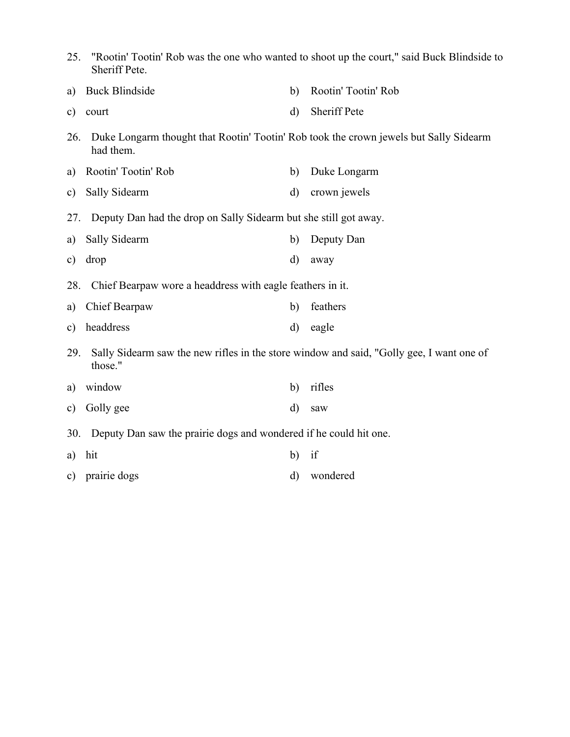25. "Rootin' Tootin' Rob was the one who wanted to shoot up the court," said Buck Blindside to Sheriff Pete.

a) Buck Blindside  
b) Rootin' Tootin' Rob  
c) court  
d) Sheriff Pete

26. Duke Longarm thought that Rootin' Tootin' Rob took the crown jewels but Sally Sidearm had them.

a) Rootin' Tootin' Rob  
b) Duke Longarm  
c) Sally Sidearm  
d) crown jewels

27. Deputy Dan had the drop on Sally Sidearm but she still got away.

a) Sally Sidearm  
b) Deputy Dan  
c) drop  
d) away

28. Chief Bearpaw wore a headdress with eagle feathers in it.

a) Chief Bearpaw  
b) feathers  
c) headdress  
d) eagle

29. Sally Sidearm saw the new rifles in the store window and said, "Golly gee, I want one of those."

a) window  
b) rifles  
c) Golly gee  
d) saw

30. Deputy Dan saw the prairie dogs and wondered if he could hit one.

a) hit  
b) if  
c) prairie dogs  
d) wondered